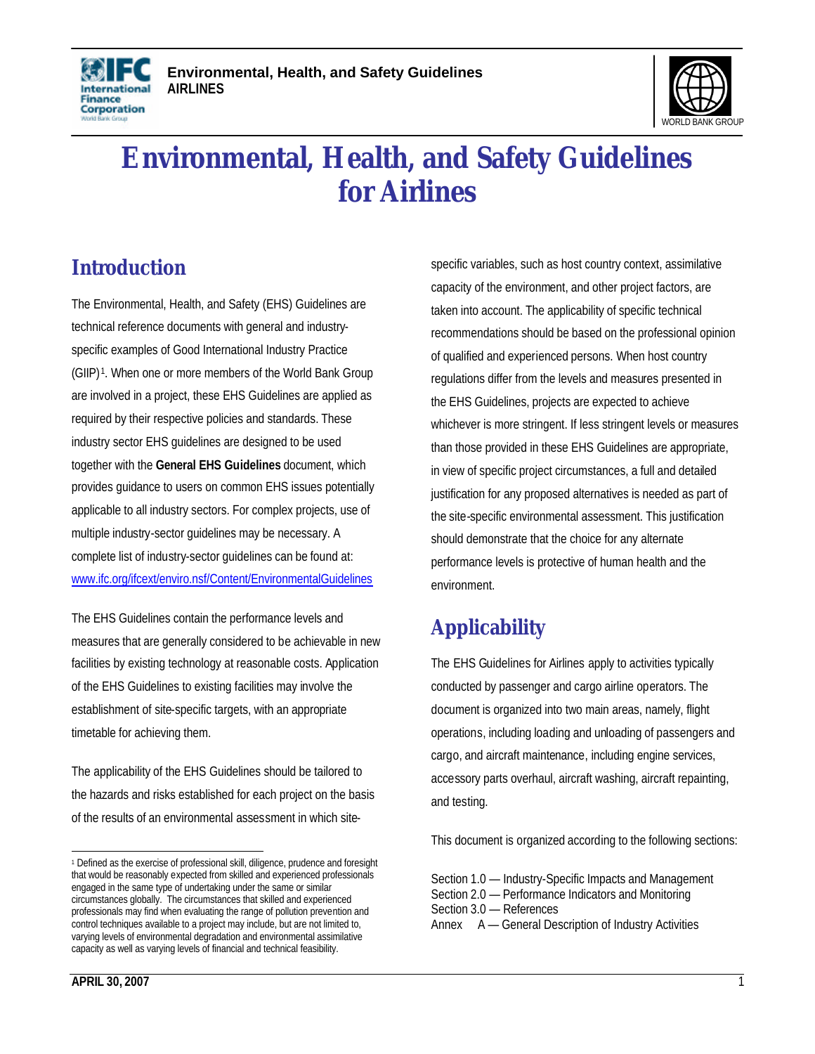# Environmental, Health, and Safety Guidelines for Airlines

## Introduction

The Environmental, Health, and Safety (EHS) Guidelines are technical reference documents with general and industry-specific examples of Good International Industry Practice (GIIP)[1]. When one or more members of the World Bank Group are involved in a project, these EHS Guidelines are applied as required by their respective policies and standards. These industry sector EHS guidelines are designed to be used together with the **General EHS Guidelines** document, which provides guidance to users on common EHS issues potentially applicable to all industry sectors. For complex projects, use of multiple industry-sector guidelines may be necessary. A complete list of industry-sector guidelines can be found at: www.ifc.org/ifcext/enviro.nsf/Content/EnvironmentalGuidelines

The EHS Guidelines contain the performance levels and measures that are generally considered to be achievable in new facilities by existing technology at reasonable costs. Application of the EHS Guidelines to existing facilities may involve the establishment of site-specific targets, with an appropriate timetable for achieving them.

The applicability of the EHS Guidelines should be tailored to the hazards and risks established for each project on the basis of the results of an environmental assessment in which site-specific variables, such as host country context, assimilative capacity of the environment, and other project factors, are taken into account. The applicability of specific technical recommendations should be based on the professional opinion of qualified and experienced persons. When host country regulations differ from the levels and measures presented in the EHS Guidelines, projects are expected to achieve whichever is more stringent. If less stringent levels or measures than those provided in these EHS Guidelines are appropriate, in view of specific project circumstances, a full and detailed justification for any proposed alternatives is needed as part of the site-specific environmental assessment. This justification should demonstrate that the choice for any alternate performance levels is protective of human health and the environment.

## Applicability

The EHS Guidelines for Airlines apply to activities typically conducted by passenger and cargo airline operators. The document is organized into two main areas, namely, flight operations, including loading and unloading of passengers and cargo, and aircraft maintenance, including engine services, accessory parts overhaul, aircraft washing, aircraft repainting, and testing.

This document is organized according to the following sections:

Section 1.0 — Industry-Specific Impacts and Management
Section 2.0 — Performance Indicators and Monitoring
Section 3.0 — References
Annex A — General Description of Industry Activities

[1] Defined as the exercise of professional skill, diligence, prudence and foresight that would be reasonably expected from skilled and experienced professionals engaged in the same type of undertaking under the same or similar circumstances globally. The circumstances that skilled and experienced professionals may find when evaluating the range of pollution prevention and control techniques available to a project may include, but are not limited to, varying levels of environmental degradation and environmental assimilative capacity as well as varying levels of financial and technical feasibility.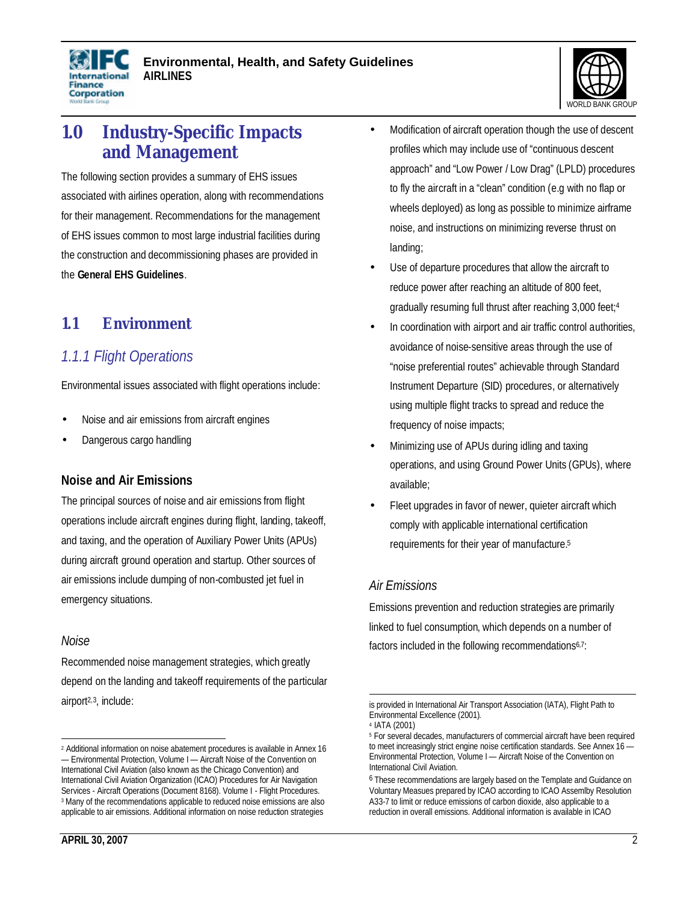# 1.0 Industry-Specific Impacts and Management

The following section provides a summary of EHS issues associated with airlines operation, along with recommendations for their management. Recommendations for the management of EHS issues common to most large industrial facilities during the construction and decommissioning phases are provided in the **General EHS Guidelines**.

## 1.1 Environment

### *1.1.1 Flight Operations*

Environmental issues associated with flight operations include:

- Noise and air emissions from aircraft engines
- Dangerous cargo handling

#### Noise and Air Emissions

The principal sources of noise and air emissions from flight operations include aircraft engines during flight, landing, takeoff, and taxing, and the operation of Auxiliary Power Units (APUs) during aircraft ground operation and startup. Other sources of air emissions include dumping of non-combusted jet fuel in emergency situations.

*Noise*

Recommended noise management strategies, which greatly depend on the landing and takeoff requirements of the particular airport[2,3], include:

- Modification of aircraft operation though the use of descent profiles which may include use of "continuous descent approach" and "Low Power / Low Drag" (LPLD) procedures to fly the aircraft in a "clean" condition (e.g with no flap or wheels deployed) as long as possible to minimize airframe noise, and instructions on minimizing reverse thrust on landing;
- Use of departure procedures that allow the aircraft to reduce power after reaching an altitude of 800 feet, gradually resuming full thrust after reaching 3,000 feet;[4]
- In coordination with airport and air traffic control authorities, avoidance of noise-sensitive areas through the use of "noise preferential routes" achievable through Standard Instrument Departure (SID) procedures, or alternatively using multiple flight tracks to spread and reduce the frequency of noise impacts;
- Minimizing use of APUs during idling and taxing operations, and using Ground Power Units (GPUs), where available;
- Fleet upgrades in favor of newer, quieter aircraft which comply with applicable international certification requirements for their year of manufacture.[5]

*Air Emissions*

Emissions prevention and reduction strategies are primarily linked to fuel consumption, which depends on a number of factors included in the following recommendations[6,7]:

---

[2] Additional information on noise abatement procedures is available in Annex 16 — Environmental Protection, Volume I — Aircraft Noise of the Convention on International Civil Aviation (also known as the Chicago Convention) and International Civil Aviation Organization (ICAO) Procedures for Air Navigation Services - Aircraft Operations (Document 8168). Volume I - Flight Procedures.

[3] Many of the recommendations applicable to reduced noise emissions are also applicable to air emissions. Additional information on noise reduction strategies is provided in International Air Transport Association (IATA), Flight Path to Environmental Excellence (2001).

[4] IATA (2001)

[5] For several decades, manufacturers of commercial aircraft have been required to meet increasingly strict engine noise certification standards. See Annex 16 — Environmental Protection, Volume I — Aircraft Noise of the Convention on International Civil Aviation.

[6] These recommendations are largely based on the Template and Guidance on Voluntary Measues prepared by ICAO according to ICAO Assemlby Resolution A33-7 to limit or reduce emissions of carbon dioxide, also applicable to a reduction in overall emissions. Additional information is available in ICAO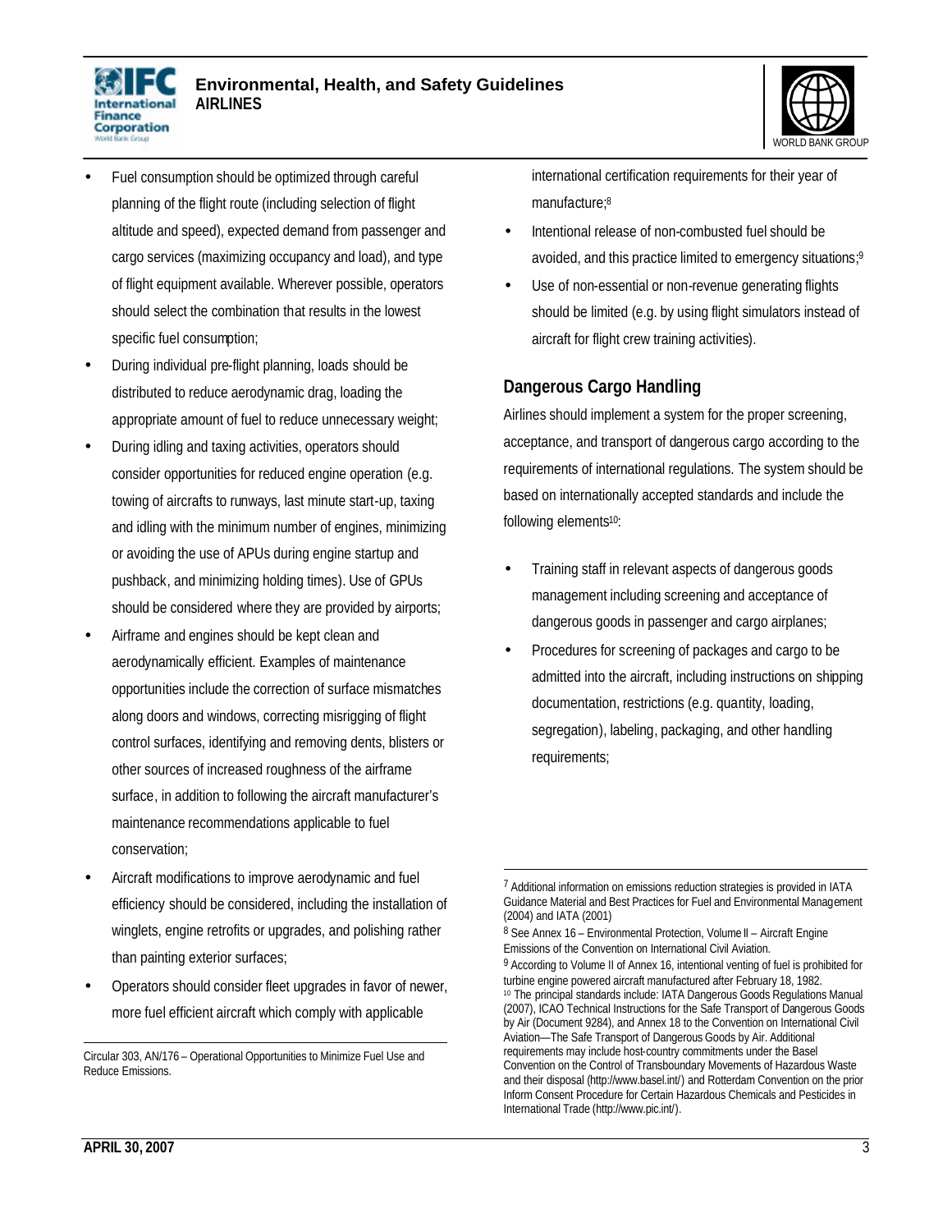- Fuel consumption should be optimized through careful planning of the flight route (including selection of flight altitude and speed), expected demand from passenger and cargo services (maximizing occupancy and load), and type of flight equipment available. Wherever possible, operators should select the combination that results in the lowest specific fuel consumption;
- During individual pre-flight planning, loads should be distributed to reduce aerodynamic drag, loading the appropriate amount of fuel to reduce unnecessary weight;
- During idling and taxing activities, operators should consider opportunities for reduced engine operation (e.g. towing of aircrafts to runways, last minute start-up, taxing and idling with the minimum number of engines, minimizing or avoiding the use of APUs during engine startup and pushback, and minimizing holding times). Use of GPUs should be considered where they are provided by airports;
- Airframe and engines should be kept clean and aerodynamically efficient. Examples of maintenance opportunities include the correction of surface mismatches along doors and windows, correcting misrigging of flight control surfaces, identifying and removing dents, blisters or other sources of increased roughness of the airframe surface, in addition to following the aircraft manufacturer's maintenance recommendations applicable to fuel conservation;
- Aircraft modifications to improve aerodynamic and fuel efficiency should be considered, including the installation of winglets, engine retrofits or upgrades, and polishing rather than painting exterior surfaces;
- Operators should consider fleet upgrades in favor of newer, more fuel efficient aircraft which comply with applicable international certification requirements for their year of manufacture;[8]
- Intentional release of non-combusted fuel should be avoided, and this practice limited to emergency situations;[9]
- Use of non-essential or non-revenue generating flights should be limited (e.g. by using flight simulators instead of aircraft for flight crew training activities).

## Dangerous Cargo Handling

Airlines should implement a system for the proper screening, acceptance, and transport of dangerous cargo according to the requirements of international regulations. The system should be based on internationally accepted standards and include the following elements[10]:

- Training staff in relevant aspects of dangerous goods management including screening and acceptance of dangerous goods in passenger and cargo airplanes;
- Procedures for screening of packages and cargo to be admitted into the aircraft, including instructions on shipping documentation, restrictions (e.g. quantity, loading, segregation), labeling, packaging, and other handling requirements;

---

Circular 303, AN/176 – Operational Opportunities to Minimize Fuel Use and Reduce Emissions.

[7] Additional information on emissions reduction strategies is provided in IATA Guidance Material and Best Practices for Fuel and Environmental Management (2004) and IATA (2001)

[8] See Annex 16 – Environmental Protection, Volume II – Aircraft Engine Emissions of the Convention on International Civil Aviation.

[9] According to Volume II of Annex 16, intentional venting of fuel is prohibited for turbine engine powered aircraft manufactured after February 18, 1982.

[10] The principal standards include: IATA Dangerous Goods Regulations Manual (2007), ICAO Technical Instructions for the Safe Transport of Dangerous Goods by Air (Document 9284), and Annex 18 to the Convention on International Civil Aviation—The Safe Transport of Dangerous Goods by Air. Additional requirements may include host-country commitments under the Basel Convention on the Control of Transboundary Movements of Hazardous Waste and their disposal (http://www.basel.int/) and Rotterdam Convention on the prior Inform Consent Procedure for Certain Hazardous Chemicals and Pesticides in International Trade (http://www.pic.int/).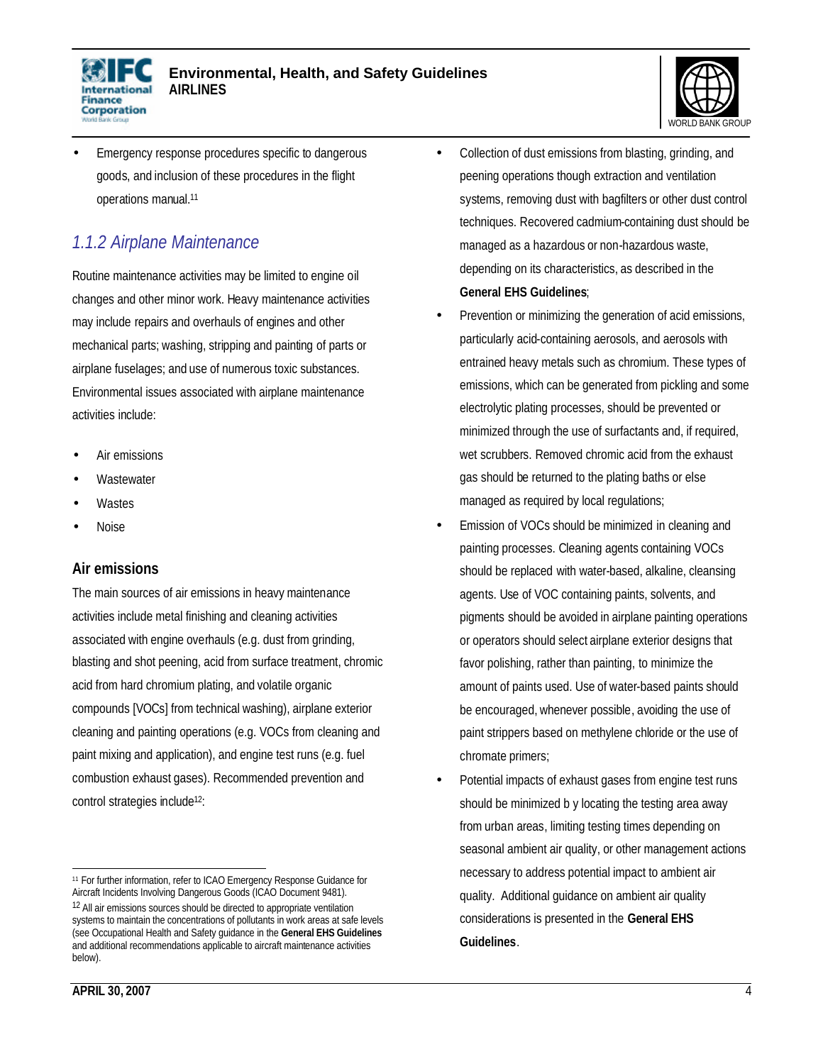- Emergency response procedures specific to dangerous goods, and inclusion of these procedures in the flight operations manual.[11]

### *1.1.2 Airplane Maintenance*

Routine maintenance activities may be limited to engine oil changes and other minor work. Heavy maintenance activities may include repairs and overhauls of engines and other mechanical parts; washing, stripping and painting of parts or airplane fuselages; and use of numerous toxic substances. Environmental issues associated with airplane maintenance activities include:

- Air emissions
- Wastewater
- Wastes
- Noise

#### Air emissions

The main sources of air emissions in heavy maintenance activities include metal finishing and cleaning activities associated with engine overhauls (e.g. dust from grinding, blasting and shot peening, acid from surface treatment, chromic acid from hard chromium plating, and volatile organic compounds [VOCs] from technical washing), airplane exterior cleaning and painting operations (e.g. VOCs from cleaning and paint mixing and application), and engine test runs (e.g. fuel combustion exhaust gases). Recommended prevention and control strategies include[12]:

- Collection of dust emissions from blasting, grinding, and peening operations though extraction and ventilation systems, removing dust with bagfilters or other dust control techniques. Recovered cadmium-containing dust should be managed as a hazardous or non-hazardous waste, depending on its characteristics, as described in the **General EHS Guidelines**;
- Prevention or minimizing the generation of acid emissions, particularly acid-containing aerosols, and aerosols with entrained heavy metals such as chromium. These types of emissions, which can be generated from pickling and some electrolytic plating processes, should be prevented or minimized through the use of surfactants and, if required, wet scrubbers. Removed chromic acid from the exhaust gas should be returned to the plating baths or else managed as required by local regulations;
- Emission of VOCs should be minimized in cleaning and painting processes. Cleaning agents containing VOCs should be replaced with water-based, alkaline, cleansing agents. Use of VOC containing paints, solvents, and pigments should be avoided in airplane painting operations or operators should select airplane exterior designs that favor polishing, rather than painting, to minimize the amount of paints used. Use of water-based paints should be encouraged, whenever possible, avoiding the use of paint strippers based on methylene chloride or the use of chromate primers;
- Potential impacts of exhaust gases from engine test runs should be minimized b y locating the testing area away from urban areas, limiting testing times depending on seasonal ambient air quality, or other management actions necessary to address potential impact to ambient air quality. Additional guidance on ambient air quality considerations is presented in the **General EHS Guidelines**.

---

[11] For further information, refer to ICAO Emergency Response Guidance for Aircraft Incidents Involving Dangerous Goods (ICAO Document 9481).

[12] All air emissions sources should be directed to appropriate ventilation systems to maintain the concentrations of pollutants in work areas at safe levels (see Occupational Health and Safety guidance in the **General EHS Guidelines** and additional recommendations applicable to aircraft maintenance activities below).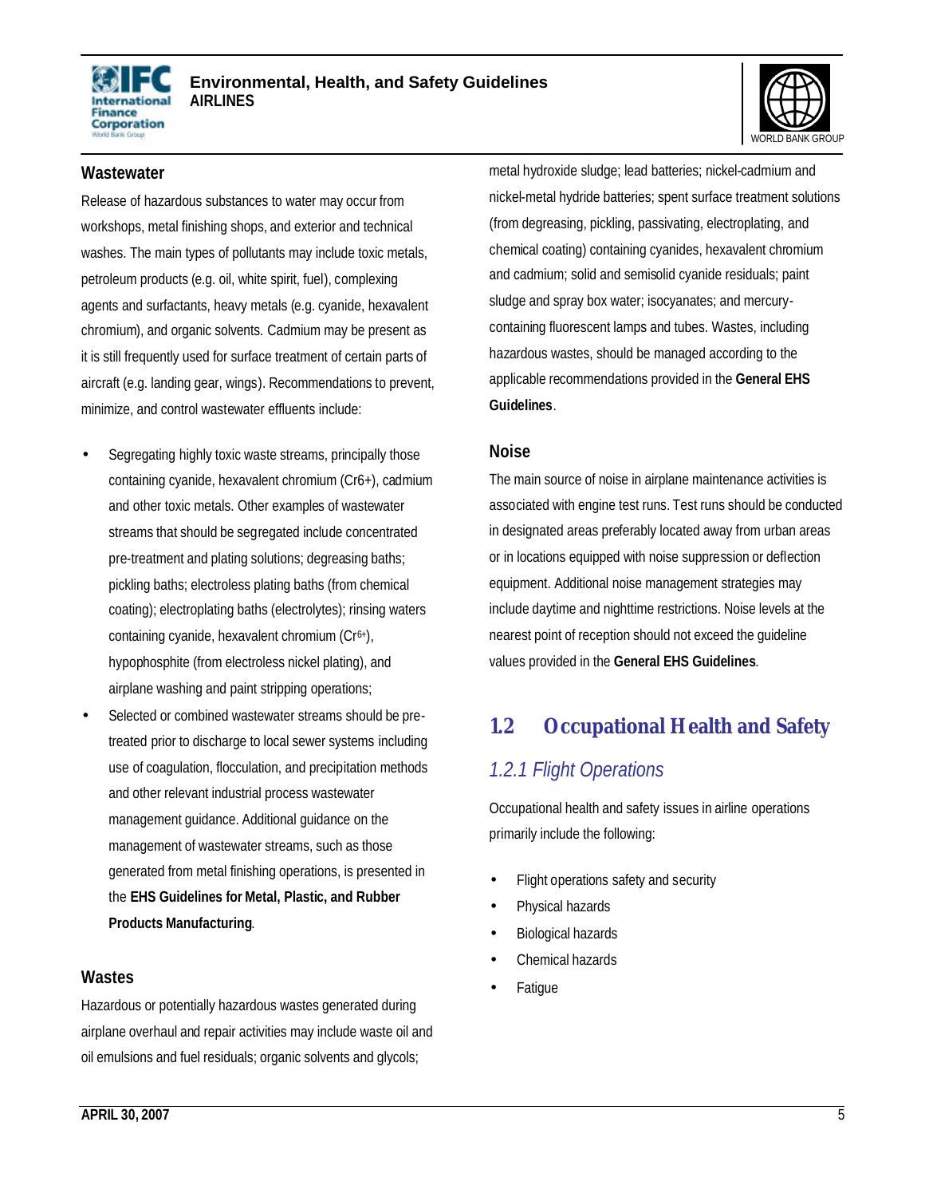### Wastewater

Release of hazardous substances to water may occur from workshops, metal finishing shops, and exterior and technical washes. The main types of pollutants may include toxic metals, petroleum products (e.g. oil, white spirit, fuel), complexing agents and surfactants, heavy metals (e.g. cyanide, hexavalent chromium), and organic solvents. Cadmium may be present as it is still frequently used for surface treatment of certain parts of aircraft (e.g. landing gear, wings). Recommendations to prevent, minimize, and control wastewater effluents include:

- Segregating highly toxic waste streams, principally those containing cyanide, hexavalent chromium (Cr6+), cadmium and other toxic metals. Other examples of wastewater streams that should be segregated include concentrated pre-treatment and plating solutions; degreasing baths; pickling baths; electroless plating baths (from chemical coating); electroplating baths (electrolytes); rinsing waters containing cyanide, hexavalent chromium ($Cr^{6+}$), hypophosphite (from electroless nickel plating), and airplane washing and paint stripping operations;
- Selected or combined wastewater streams should be pre-treated prior to discharge to local sewer systems including use of coagulation, flocculation, and precipitation methods and other relevant industrial process wastewater management guidance. Additional guidance on the management of wastewater streams, such as those generated from metal finishing operations, is presented in the **EHS Guidelines for Metal, Plastic, and Rubber Products Manufacturing**.

### Wastes

Hazardous or potentially hazardous wastes generated during airplane overhaul and repair activities may include waste oil and oil emulsions and fuel residuals; organic solvents and glycols; metal hydroxide sludge; lead batteries; nickel-cadmium and nickel-metal hydride batteries; spent surface treatment solutions (from degreasing, pickling, passivating, electroplating, and chemical coating) containing cyanides, hexavalent chromium and cadmium; solid and semisolid cyanide residuals; paint sludge and spray box water; isocyanates; and mercury-containing fluorescent lamps and tubes. Wastes, including hazardous wastes, should be managed according to the applicable recommendations provided in the **General EHS Guidelines**.

### Noise

The main source of noise in airplane maintenance activities is associated with engine test runs. Test runs should be conducted in designated areas preferably located away from urban areas or in locations equipped with noise suppression or deflection equipment. Additional noise management strategies may include daytime and nighttime restrictions. Noise levels at the nearest point of reception should not exceed the guideline values provided in the **General EHS Guidelines**.

## 1.2 Occupational Health and Safety

### *1.2.1 Flight Operations*

Occupational health and safety issues in airline operations primarily include the following:

- Flight operations safety and security
- Physical hazards
- Biological hazards
- Chemical hazards
- Fatigue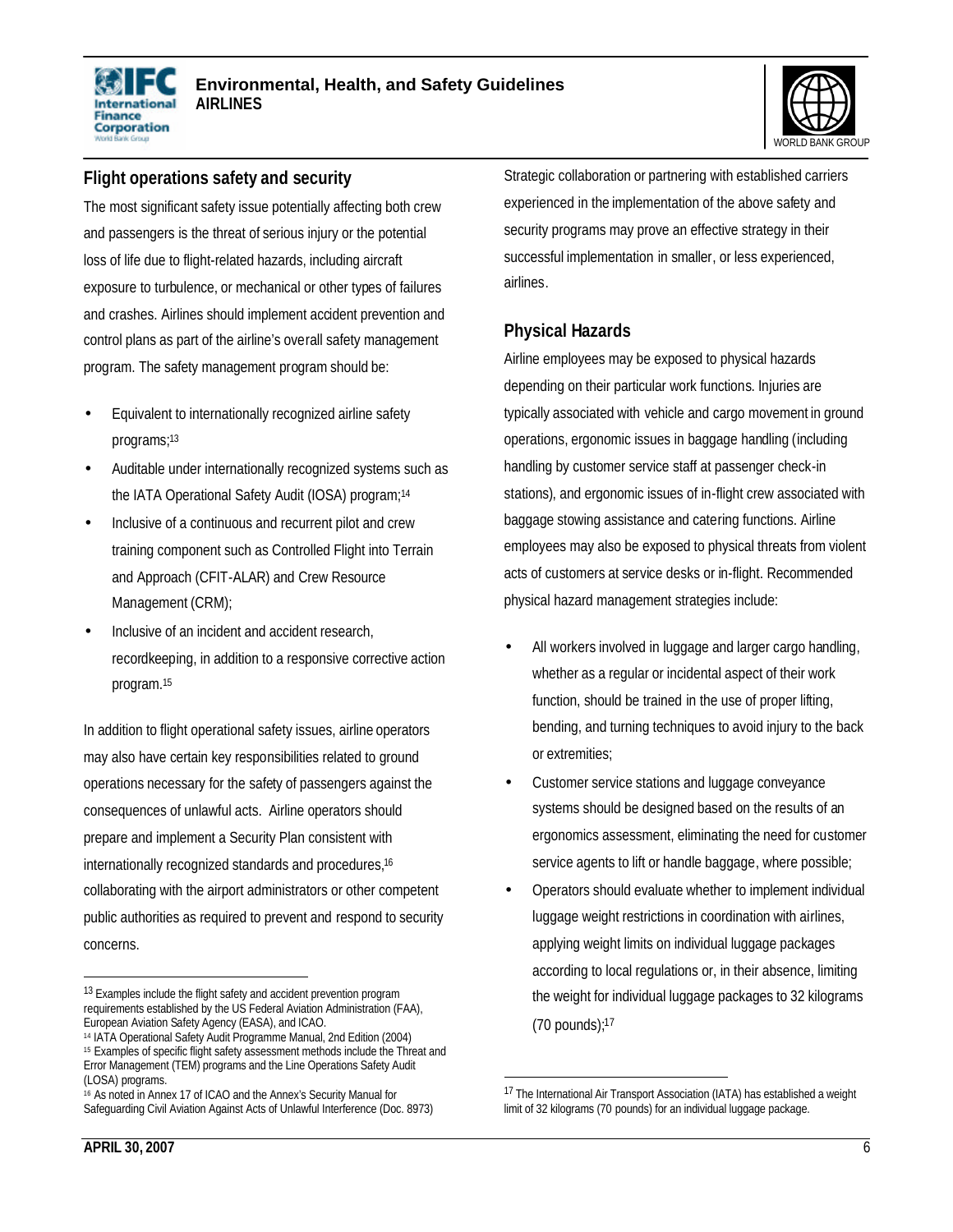## Flight operations safety and security

The most significant safety issue potentially affecting both crew and passengers is the threat of serious injury or the potential loss of life due to flight-related hazards, including aircraft exposure to turbulence, or mechanical or other types of failures and crashes. Airlines should implement accident prevention and control plans as part of the airline's overall safety management program. The safety management program should be:

- Equivalent to internationally recognized airline safety programs;[13]
- Auditable under internationally recognized systems such as the IATA Operational Safety Audit (IOSA) program;[14]
- Inclusive of a continuous and recurrent pilot and crew training component such as Controlled Flight into Terrain and Approach (CFIT-ALAR) and Crew Resource Management (CRM);
- Inclusive of an incident and accident research, recordkeeping, in addition to a responsive corrective action program.[15]

In addition to flight operational safety issues, airline operators may also have certain key responsibilities related to ground operations necessary for the safety of passengers against the consequences of unlawful acts. Airline operators should prepare and implement a Security Plan consistent with internationally recognized standards and procedures,[16] collaborating with the airport administrators or other competent public authorities as required to prevent and respond to security concerns.

Strategic collaboration or partnering with established carriers experienced in the implementation of the above safety and security programs may prove an effective strategy in their successful implementation in smaller, or less experienced, airlines.

## Physical Hazards

Airline employees may be exposed to physical hazards depending on their particular work functions. Injuries are typically associated with vehicle and cargo movement in ground operations, ergonomic issues in baggage handling (including handling by customer service staff at passenger check-in stations), and ergonomic issues of in-flight crew associated with baggage stowing assistance and catering functions. Airline employees may also be exposed to physical threats from violent acts of customers at service desks or in-flight. Recommended physical hazard management strategies include:

- All workers involved in luggage and larger cargo handling, whether as a regular or incidental aspect of their work function, should be trained in the use of proper lifting, bending, and turning techniques to avoid injury to the back or extremities;
- Customer service stations and luggage conveyance systems should be designed based on the results of an ergonomics assessment, eliminating the need for customer service agents to lift or handle baggage, where possible;
- Operators should evaluate whether to implement individual luggage weight restrictions in coordination with airlines, applying weight limits on individual luggage packages according to local regulations or, in their absence, limiting the weight for individual luggage packages to 32 kilograms (70 pounds);[17]

---

[13] Examples include the flight safety and accident prevention program requirements established by the US Federal Aviation Administration (FAA), European Aviation Safety Agency (EASA), and ICAO.

[14] IATA Operational Safety Audit Programme Manual, 2nd Edition (2004)

[15] Examples of specific flight safety assessment methods include the Threat and Error Management (TEM) programs and the Line Operations Safety Audit (LOSA) programs.

[16] As noted in Annex 17 of ICAO and the Annex's Security Manual for Safeguarding Civil Aviation Against Acts of Unlawful Interference (Doc. 8973)

[17] The International Air Transport Association (IATA) has established a weight limit of 32 kilograms (70 pounds) for an individual luggage package.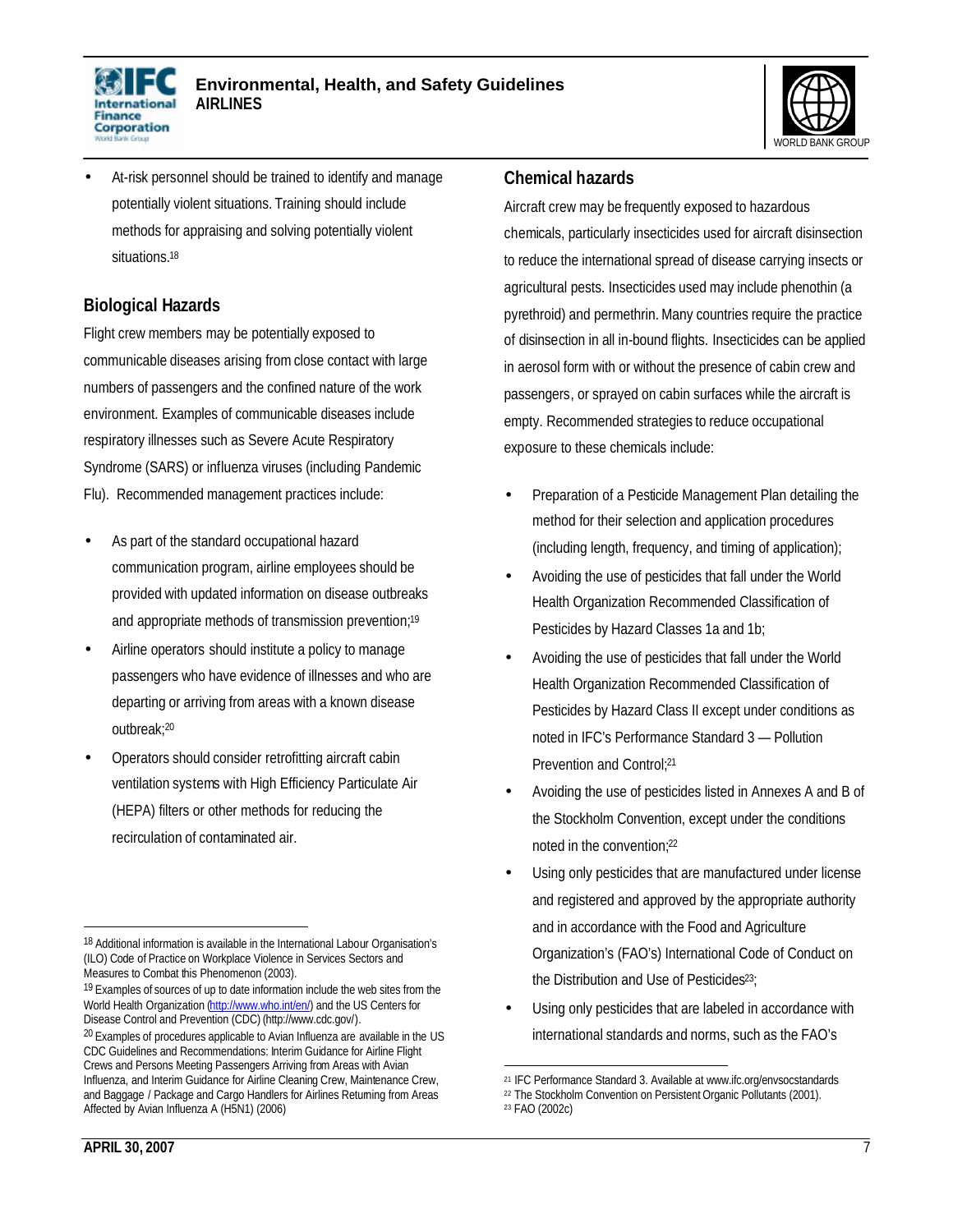- At-risk personnel should be trained to identify and manage potentially violent situations. Training should include methods for appraising and solving potentially violent situations.[18]

## Biological Hazards

Flight crew members may be potentially exposed to communicable diseases arising from close contact with large numbers of passengers and the confined nature of the work environment. Examples of communicable diseases include respiratory illnesses such as Severe Acute Respiratory Syndrome (SARS) or influenza viruses (including Pandemic Flu). Recommended management practices include:

- As part of the standard occupational hazard communication program, airline employees should be provided with updated information on disease outbreaks and appropriate methods of transmission prevention;[19]
- Airline operators should institute a policy to manage passengers who have evidence of illnesses and who are departing or arriving from areas with a known disease outbreak;[20]
- Operators should consider retrofitting aircraft cabin ventilation systems with High Efficiency Particulate Air (HEPA) filters or other methods for reducing the recirculation of contaminated air.

## Chemical hazards

Aircraft crew may be frequently exposed to hazardous chemicals, particularly insecticides used for aircraft disinsection to reduce the international spread of disease carrying insects or agricultural pests. Insecticides used may include phenothin (a pyrethroid) and permethrin. Many countries require the practice of disinsection in all in-bound flights. Insecticides can be applied in aerosol form with or without the presence of cabin crew and passengers, or sprayed on cabin surfaces while the aircraft is empty. Recommended strategies to reduce occupational exposure to these chemicals include:

- Preparation of a Pesticide Management Plan detailing the method for their selection and application procedures (including length, frequency, and timing of application);
- Avoiding the use of pesticides that fall under the World Health Organization Recommended Classification of Pesticides by Hazard Classes 1a and 1b;
- Avoiding the use of pesticides that fall under the World Health Organization Recommended Classification of Pesticides by Hazard Class II except under conditions as noted in IFC's Performance Standard 3 — Pollution Prevention and Control;[21]
- Avoiding the use of pesticides listed in Annexes A and B of the Stockholm Convention, except under the conditions noted in the convention;[22]
- Using only pesticides that are manufactured under license and registered and approved by the appropriate authority and in accordance with the Food and Agriculture Organization's (FAO's) International Code of Conduct on the Distribution and Use of Pesticides[23];
- Using only pesticides that are labeled in accordance with international standards and norms, such as the FAO's

---

[18] Additional information is available in the International Labour Organisation's (ILO) Code of Practice on Workplace Violence in Services Sectors and Measures to Combat this Phenomenon (2003).

[19] Examples of sources of up to date information include the web sites from the World Health Organization (http://www.who.int/en/) and the US Centers for Disease Control and Prevention (CDC) (http://www.cdc.gov/).

[20] Examples of procedures applicable to Avian Influenza are available in the US CDC Guidelines and Recommendations: Interim Guidance for Airline Flight Crews and Persons Meeting Passengers Arriving from Areas with Avian Influenza, and Interim Guidance for Airline Cleaning Crew, Maintenance Crew, and Baggage / Package and Cargo Handlers for Airlines Returning from Areas Affected by Avian Influenza A (H5N1) (2006)

[21] IFC Performance Standard 3. Available at www.ifc.org/envsocstandards

[22] The Stockholm Convention on Persistent Organic Pollutants (2001).

[23] FAO (2002c)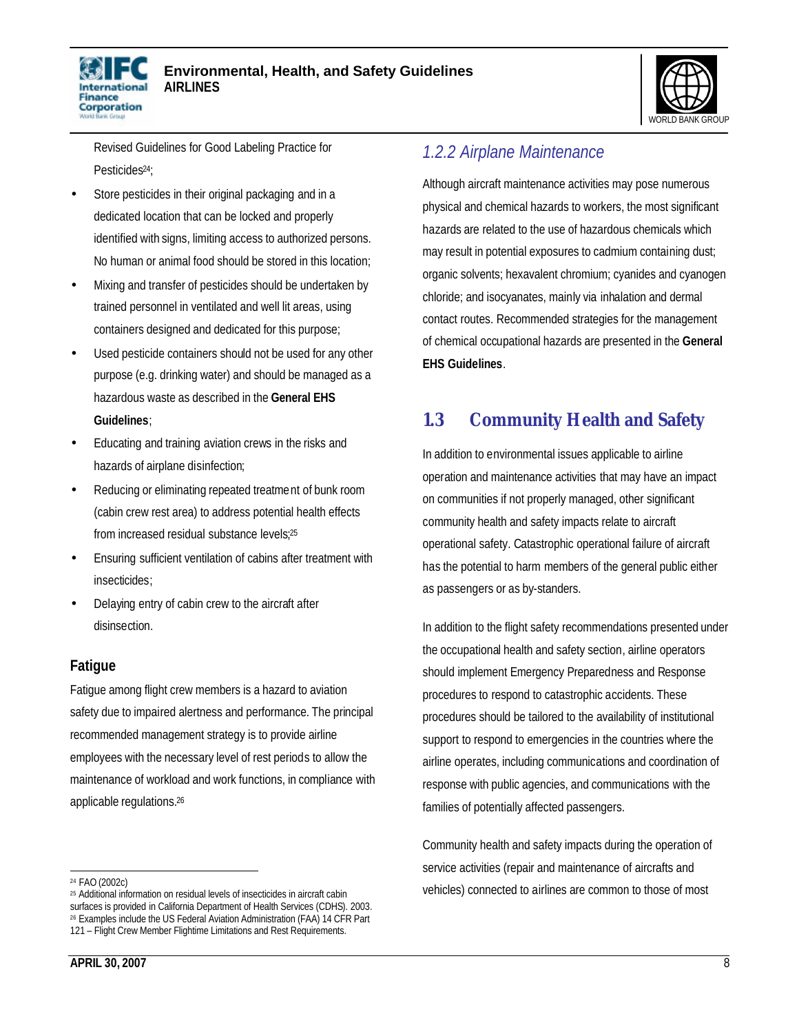Revised Guidelines for Good Labeling Practice for Pesticides[24];

- Store pesticides in their original packaging and in a dedicated location that can be locked and properly identified with signs, limiting access to authorized persons. No human or animal food should be stored in this location;
- Mixing and transfer of pesticides should be undertaken by trained personnel in ventilated and well lit areas, using containers designed and dedicated for this purpose;
- Used pesticide containers should not be used for any other purpose (e.g. drinking water) and should be managed as a hazardous waste as described in the **General EHS Guidelines**;
- Educating and training aviation crews in the risks and hazards of airplane disinfection;
- Reducing or eliminating repeated treatment of bunk room (cabin crew rest area) to address potential health effects from increased residual substance levels;[25]
- Ensuring sufficient ventilation of cabins after treatment with insecticides;
- Delaying entry of cabin crew to the aircraft after disinsection.

### Fatigue

Fatigue among flight crew members is a hazard to aviation safety due to impaired alertness and performance. The principal recommended management strategy is to provide airline employees with the necessary level of rest periods to allow the maintenance of workload and work functions, in compliance with applicable regulations.[26]

### *1.2.2 Airplane Maintenance*

Although aircraft maintenance activities may pose numerous physical and chemical hazards to workers, the most significant hazards are related to the use of hazardous chemicals which may result in potential exposures to cadmium containing dust; organic solvents; hexavalent chromium; cyanides and cyanogen chloride; and isocyanates, mainly via inhalation and dermal contact routes. Recommended strategies for the management of chemical occupational hazards are presented in the **General EHS Guidelines**.

## 1.3 Community Health and Safety

In addition to environmental issues applicable to airline operation and maintenance activities that may have an impact on communities if not properly managed, other significant community health and safety impacts relate to aircraft operational safety. Catastrophic operational failure of aircraft has the potential to harm members of the general public either as passengers or as by-standers.

In addition to the flight safety recommendations presented under the occupational health and safety section, airline operators should implement Emergency Preparedness and Response procedures to respond to catastrophic accidents. These procedures should be tailored to the availability of institutional support to respond to emergencies in the countries where the airline operates, including communications and coordination of response with public agencies, and communications with the families of potentially affected passengers.

Community health and safety impacts during the operation of service activities (repair and maintenance of aircrafts and vehicles) connected to airlines are common to those of most

---

[24] FAO (2002c)

[25] Additional information on residual levels of insecticides in aircraft cabin surfaces is provided in California Department of Health Services (CDHS). 2003.

[26] Examples include the US Federal Aviation Administration (FAA) 14 CFR Part 121 – Flight Crew Member Flightime Limitations and Rest Requirements.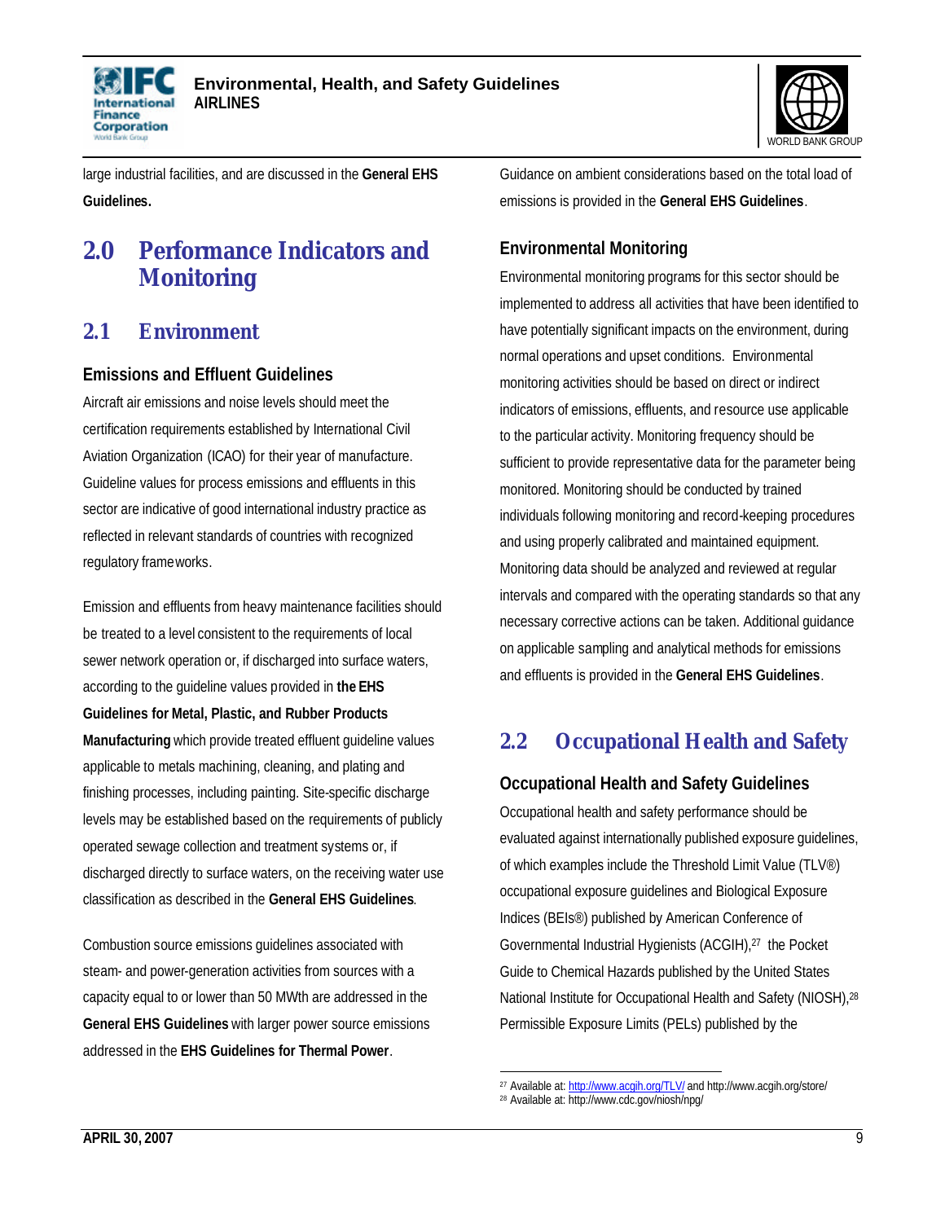large industrial facilities, and are discussed in the **General EHS Guidelines.**

# 2.0 Performance Indicators and Monitoring

## 2.1 Environment

### Emissions and Effluent Guidelines

Aircraft air emissions and noise levels should meet the certification requirements established by International Civil Aviation Organization (ICAO) for their year of manufacture. Guideline values for process emissions and effluents in this sector are indicative of good international industry practice as reflected in relevant standards of countries with recognized regulatory frameworks.

Emission and effluents from heavy maintenance facilities should be treated to a level consistent to the requirements of local sewer network operation or, if discharged into surface waters, according to the guideline values provided in **the EHS Guidelines for Metal, Plastic, and Rubber Products Manufacturing** which provide treated effluent guideline values applicable to metals machining, cleaning, and plating and finishing processes, including painting. Site-specific discharge levels may be established based on the requirements of publicly operated sewage collection and treatment systems or, if discharged directly to surface waters, on the receiving water use classification as described in the **General EHS Guidelines**.

Combustion source emissions guidelines associated with steam- and power-generation activities from sources with a capacity equal to or lower than 50 MWth are addressed in the **General EHS Guidelines** with larger power source emissions addressed in the **EHS Guidelines for Thermal Power**. Guidance on ambient considerations based on the total load of emissions is provided in the **General EHS Guidelines**.

### Environmental Monitoring

Environmental monitoring programs for this sector should be implemented to address all activities that have been identified to have potentially significant impacts on the environment, during normal operations and upset conditions. Environmental monitoring activities should be based on direct or indirect indicators of emissions, effluents, and resource use applicable to the particular activity. Monitoring frequency should be sufficient to provide representative data for the parameter being monitored. Monitoring should be conducted by trained individuals following monitoring and record-keeping procedures and using properly calibrated and maintained equipment. Monitoring data should be analyzed and reviewed at regular intervals and compared with the operating standards so that any necessary corrective actions can be taken. Additional guidance on applicable sampling and analytical methods for emissions and effluents is provided in the **General EHS Guidelines**.

## 2.2 Occupational Health and Safety

### Occupational Health and Safety Guidelines

Occupational health and safety performance should be evaluated against internationally published exposure guidelines, of which examples include the Threshold Limit Value (TLV®) occupational exposure guidelines and Biological Exposure Indices (BEIs®) published by American Conference of Governmental Industrial Hygienists (ACGIH),[27] the Pocket Guide to Chemical Hazards published by the United States National Institute for Occupational Health and Safety (NIOSH),[28] Permissible Exposure Limits (PELs) published by the

---

[27] Available at: http://www.acgih.org/TLV/ and http://www.acgih.org/store/

[28] Available at: http://www.cdc.gov/niosh/npg/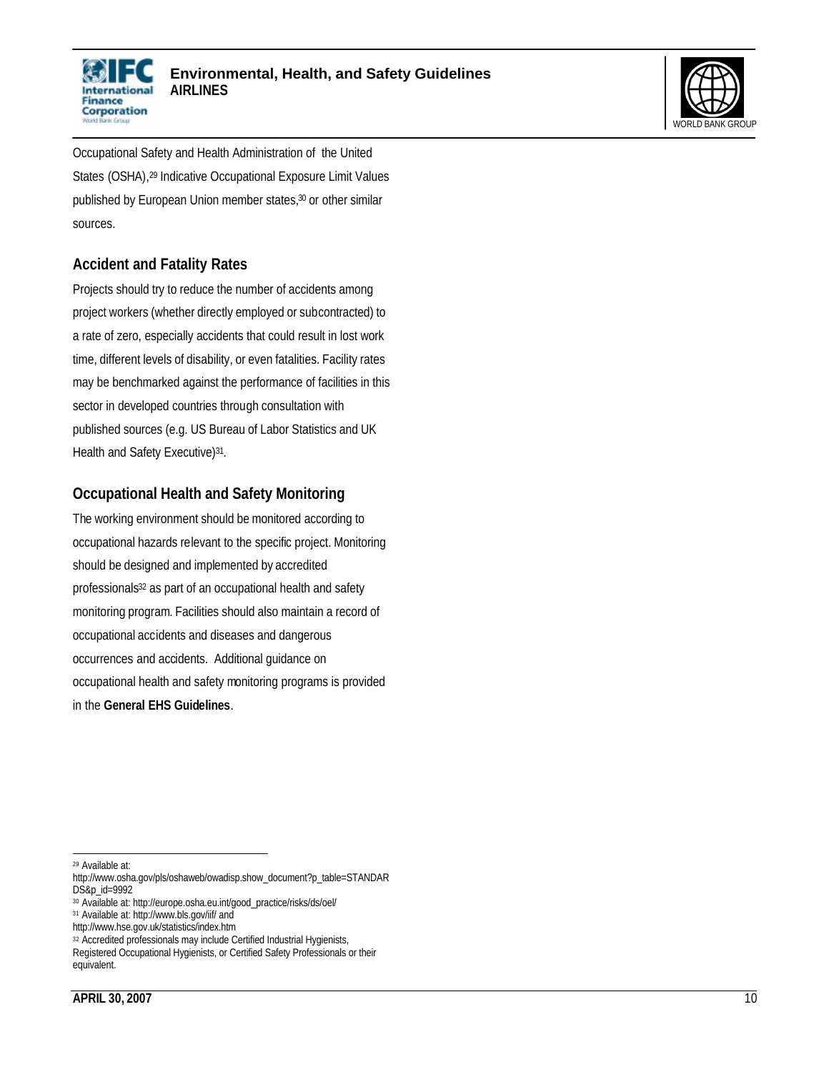Occupational Safety and Health Administration of the United States (OSHA),[29] Indicative Occupational Exposure Limit Values published by European Union member states,[30] or other similar sources.

### Accident and Fatality Rates

Projects should try to reduce the number of accidents among project workers (whether directly employed or subcontracted) to a rate of zero, especially accidents that could result in lost work time, different levels of disability, or even fatalities. Facility rates may be benchmarked against the performance of facilities in this sector in developed countries through consultation with published sources (e.g. US Bureau of Labor Statistics and UK Health and Safety Executive)[31].

### Occupational Health and Safety Monitoring

The working environment should be monitored according to occupational hazards relevant to the specific project. Monitoring should be designed and implemented by accredited professionals[32] as part of an occupational health and safety monitoring program. Facilities should also maintain a record of occupational accidents and diseases and dangerous occurrences and accidents. Additional guidance on occupational health and safety monitoring programs is provided in the **General EHS Guidelines**.

---

[29] Available at: http://www.osha.gov/pls/oshaweb/owadisp.show_document?p_table=STANDARDS&p_id=9992

[30] Available at: http://europe.osha.eu.int/good_practice/risks/ds/oel/

[31] Available at: http://www.bls.gov/iif/ and http://www.hse.gov.uk/statistics/index.htm

[32] Accredited professionals may include Certified Industrial Hygienists, Registered Occupational Hygienists, or Certified Safety Professionals or their equivalent.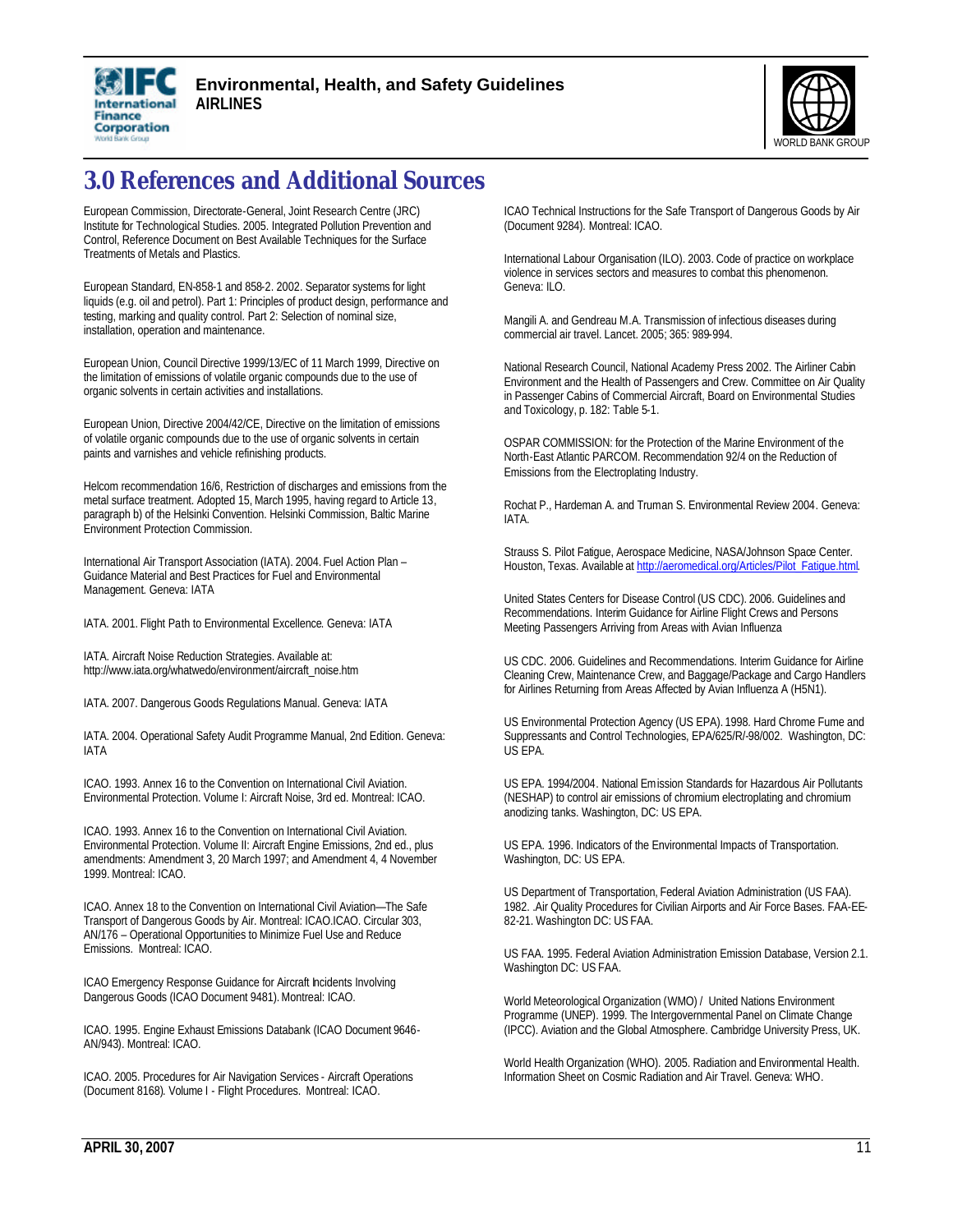# 3.0 References and Additional Sources

European Commission, Directorate-General, Joint Research Centre (JRC) Institute for Technological Studies. 2005. Integrated Pollution Prevention and Control, Reference Document on Best Available Techniques for the Surface Treatments of Metals and Plastics.

European Standard, EN-858-1 and 858-2. 2002. Separator systems for light liquids (e.g. oil and petrol). Part 1: Principles of product design, performance and testing, marking and quality control. Part 2: Selection of nominal size, installation, operation and maintenance.

European Union, Council Directive 1999/13/EC of 11 March 1999, Directive on the limitation of emissions of volatile organic compounds due to the use of organic solvents in certain activities and installations.

European Union, Directive 2004/42/CE, Directive on the limitation of emissions of volatile organic compounds due to the use of organic solvents in certain paints and varnishes and vehicle refinishing products.

Helcom recommendation 16/6, Restriction of discharges and emissions from the metal surface treatment. Adopted 15, March 1995, having regard to Article 13, paragraph b) of the Helsinki Convention. Helsinki Commission, Baltic Marine Environment Protection Commission.

International Air Transport Association (IATA). 2004. Fuel Action Plan – Guidance Material and Best Practices for Fuel and Environmental Management. Geneva: IATA

IATA. 2001. Flight Path to Environmental Excellence. Geneva: IATA

IATA. Aircraft Noise Reduction Strategies. Available at: http://www.iata.org/whatwedo/environment/aircraft_noise.htm

IATA. 2007. Dangerous Goods Regulations Manual. Geneva: IATA

IATA. 2004. Operational Safety Audit Programme Manual, 2nd Edition. Geneva: IATA

ICAO. 1993. Annex 16 to the Convention on International Civil Aviation. Environmental Protection. Volume I: Aircraft Noise, 3rd ed. Montreal: ICAO.

ICAO. 1993. Annex 16 to the Convention on International Civil Aviation. Environmental Protection. Volume II: Aircraft Engine Emissions, 2nd ed., plus amendments: Amendment 3, 20 March 1997; and Amendment 4, 4 November 1999. Montreal: ICAO.

ICAO. Annex 18 to the Convention on International Civil Aviation—The Safe Transport of Dangerous Goods by Air. Montreal: ICAO.ICAO. Circular 303, AN/176 – Operational Opportunities to Minimize Fuel Use and Reduce Emissions. Montreal: ICAO.

ICAO Emergency Response Guidance for Aircraft Incidents Involving Dangerous Goods (ICAO Document 9481). Montreal: ICAO.

ICAO. 1995. Engine Exhaust Emissions Databank (ICAO Document 9646-AN/943). Montreal: ICAO.

ICAO. 2005. Procedures for Air Navigation Services - Aircraft Operations (Document 8168). Volume I - Flight Procedures. Montreal: ICAO.

ICAO Technical Instructions for the Safe Transport of Dangerous Goods by Air (Document 9284). Montreal: ICAO.

International Labour Organisation (ILO). 2003. Code of practice on workplace violence in services sectors and measures to combat this phenomenon. Geneva: ILO.

Mangili A. and Gendreau M.A. Transmission of infectious diseases during commercial air travel. Lancet. 2005; 365: 989-994.

National Research Council, National Academy Press 2002. The Airliner Cabin Environment and the Health of Passengers and Crew. Committee on Air Quality in Passenger Cabins of Commercial Aircraft, Board on Environmental Studies and Toxicology, p. 182: Table 5-1.

OSPAR COMMISSION: for the Protection of the Marine Environment of the North-East Atlantic PARCOM. Recommendation 92/4 on the Reduction of Emissions from the Electroplating Industry.

Rochat P., Hardeman A. and Truman S. Environmental Review 2004. Geneva: IATA.

Strauss S. Pilot Fatigue, Aerospace Medicine, NASA/Johnson Space Center. Houston, Texas. Available at http://aeromedical.org/Articles/Pilot_Fatigue.html.

United States Centers for Disease Control (US CDC). 2006. Guidelines and Recommendations. Interim Guidance for Airline Flight Crews and Persons Meeting Passengers Arriving from Areas with Avian Influenza

US CDC. 2006. Guidelines and Recommendations. Interim Guidance for Airline Cleaning Crew, Maintenance Crew, and Baggage/Package and Cargo Handlers for Airlines Returning from Areas Affected by Avian Influenza A (H5N1).

US Environmental Protection Agency (US EPA). 1998. Hard Chrome Fume and Suppressants and Control Technologies, EPA/625/R/-98/002. Washington, DC: US EPA.

US EPA. 1994/2004. National Emission Standards for Hazardous Air Pollutants (NESHAP) to control air emissions of chromium electroplating and chromium anodizing tanks. Washington, DC: US EPA.

US EPA. 1996. Indicators of the Environmental Impacts of Transportation. Washington, DC: US EPA.

US Department of Transportation, Federal Aviation Administration (US FAA). 1982. .Air Quality Procedures for Civilian Airports and Air Force Bases. FAA-EE-82-21. Washington DC: US FAA.

US FAA. 1995. Federal Aviation Administration Emission Database, Version 2.1. Washington DC: US FAA.

World Meteorological Organization (WMO) / United Nations Environment Programme (UNEP). 1999. The Intergovernmental Panel on Climate Change (IPCC). Aviation and the Global Atmosphere. Cambridge University Press, UK.

World Health Organization (WHO). 2005. Radiation and Environmental Health. Information Sheet on Cosmic Radiation and Air Travel. Geneva: WHO.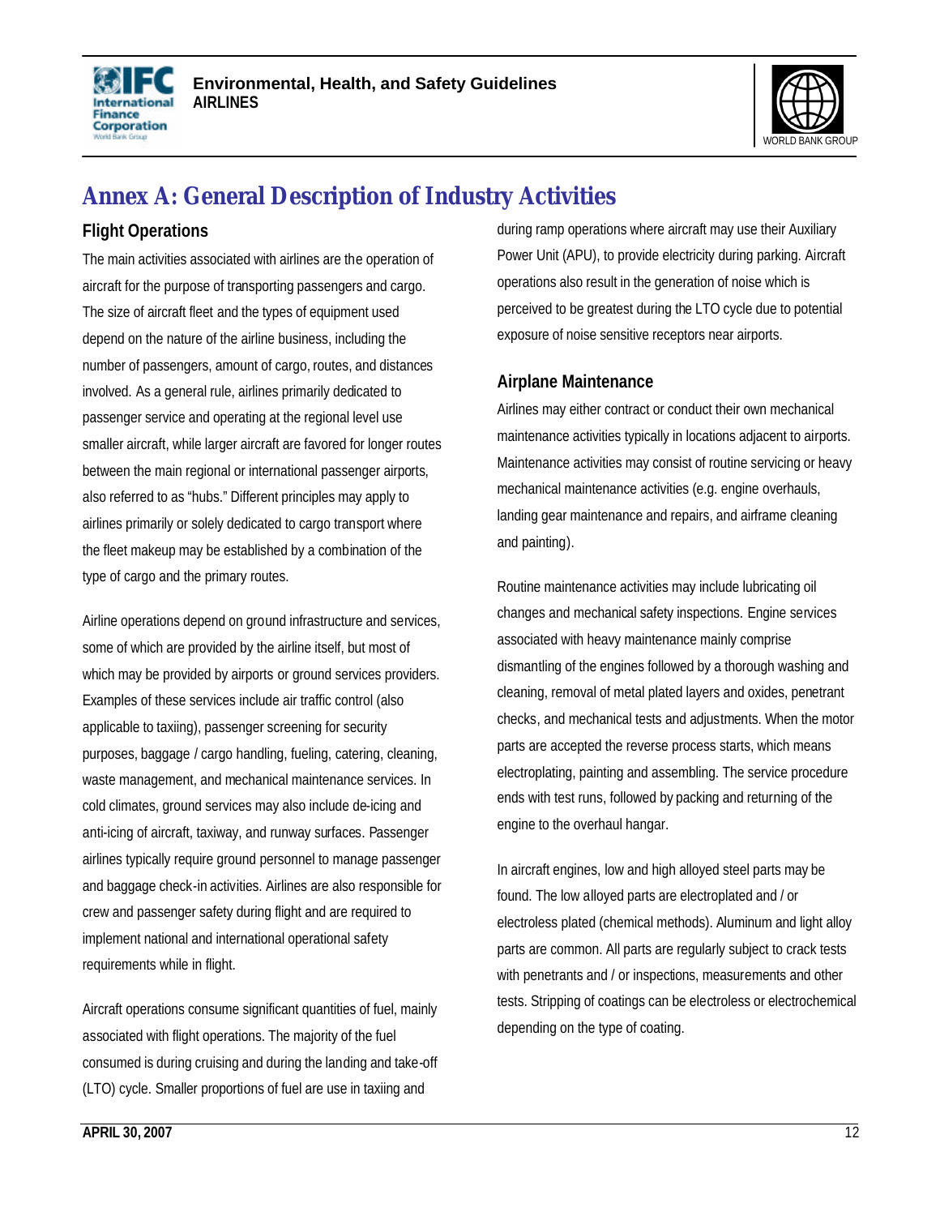# Annex A: General Description of Industry Activities

## Flight Operations

The main activities associated with airlines are the operation of aircraft for the purpose of transporting passengers and cargo. The size of aircraft fleet and the types of equipment used depend on the nature of the airline business, including the number of passengers, amount of cargo, routes, and distances involved. As a general rule, airlines primarily dedicated to passenger service and operating at the regional level use smaller aircraft, while larger aircraft are favored for longer routes between the main regional or international passenger airports, also referred to as "hubs." Different principles may apply to airlines primarily or solely dedicated to cargo transport where the fleet makeup may be established by a combination of the type of cargo and the primary routes.

Airline operations depend on ground infrastructure and services, some of which are provided by the airline itself, but most of which may be provided by airports or ground services providers. Examples of these services include air traffic control (also applicable to taxiing), passenger screening for security purposes, baggage / cargo handling, fueling, catering, cleaning, waste management, and mechanical maintenance services. In cold climates, ground services may also include de-icing and anti-icing of aircraft, taxiway, and runway surfaces. Passenger airlines typically require ground personnel to manage passenger and baggage check-in activities. Airlines are also responsible for crew and passenger safety during flight and are required to implement national and international operational safety requirements while in flight.

Aircraft operations consume significant quantities of fuel, mainly associated with flight operations. The majority of the fuel consumed is during cruising and during the landing and take-off (LTO) cycle. Smaller proportions of fuel are use in taxiing and during ramp operations where aircraft may use their Auxiliary Power Unit (APU), to provide electricity during parking. Aircraft operations also result in the generation of noise which is perceived to be greatest during the LTO cycle due to potential exposure of noise sensitive receptors near airports.

## Airplane Maintenance

Airlines may either contract or conduct their own mechanical maintenance activities typically in locations adjacent to airports. Maintenance activities may consist of routine servicing or heavy mechanical maintenance activities (e.g. engine overhauls, landing gear maintenance and repairs, and airframe cleaning and painting).

Routine maintenance activities may include lubricating oil changes and mechanical safety inspections. Engine services associated with heavy maintenance mainly comprise dismantling of the engines followed by a thorough washing and cleaning, removal of metal plated layers and oxides, penetrant checks, and mechanical tests and adjustments. When the motor parts are accepted the reverse process starts, which means electroplating, painting and assembling. The service procedure ends with test runs, followed by packing and returning of the engine to the overhaul hangar.

In aircraft engines, low and high alloyed steel parts may be found. The low alloyed parts are electroplated and / or electroless plated (chemical methods). Aluminum and light alloy parts are common. All parts are regularly subject to crack tests with penetrants and / or inspections, measurements and other tests. Stripping of coatings can be electroless or electrochemical depending on the type of coating.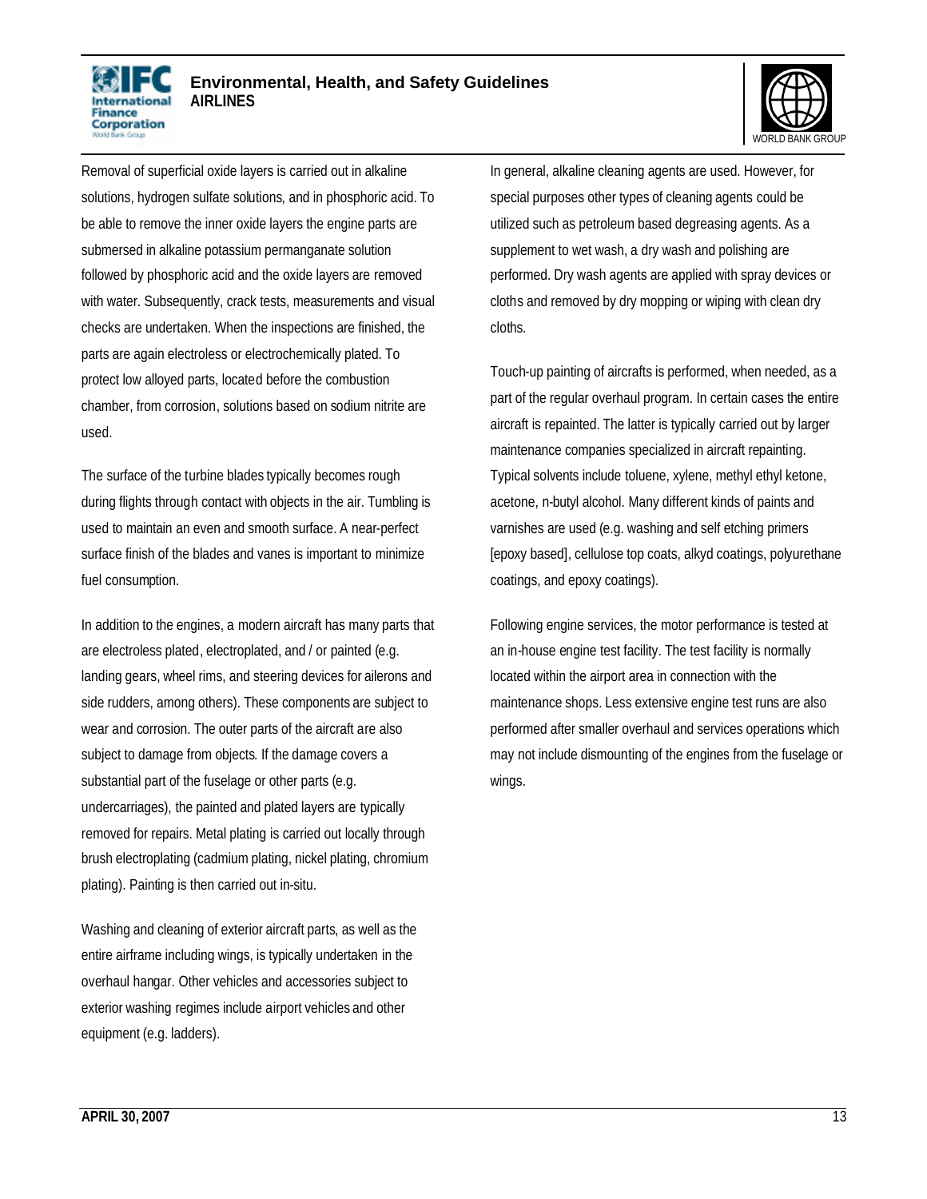Removal of superficial oxide layers is carried out in alkaline solutions, hydrogen sulfate solutions, and in phosphoric acid. To be able to remove the inner oxide layers the engine parts are submersed in alkaline potassium permanganate solution followed by phosphoric acid and the oxide layers are removed with water. Subsequently, crack tests, measurements and visual checks are undertaken. When the inspections are finished, the parts are again electroless or electrochemically plated. To protect low alloyed parts, located before the combustion chamber, from corrosion, solutions based on sodium nitrite are used.

The surface of the turbine blades typically becomes rough during flights through contact with objects in the air. Tumbling is used to maintain an even and smooth surface. A near-perfect surface finish of the blades and vanes is important to minimize fuel consumption.

In addition to the engines, a modern aircraft has many parts that are electroless plated, electroplated, and / or painted (e.g. landing gears, wheel rims, and steering devices for ailerons and side rudders, among others). These components are subject to wear and corrosion. The outer parts of the aircraft are also subject to damage from objects. If the damage covers a substantial part of the fuselage or other parts (e.g. undercarriages), the painted and plated layers are typically removed for repairs. Metal plating is carried out locally through brush electroplating (cadmium plating, nickel plating, chromium plating). Painting is then carried out in-situ.

Washing and cleaning of exterior aircraft parts, as well as the entire airframe including wings, is typically undertaken in the overhaul hangar. Other vehicles and accessories subject to exterior washing regimes include airport vehicles and other equipment (e.g. ladders).

In general, alkaline cleaning agents are used. However, for special purposes other types of cleaning agents could be utilized such as petroleum based degreasing agents. As a supplement to wet wash, a dry wash and polishing are performed. Dry wash agents are applied with spray devices or cloths and removed by dry mopping or wiping with clean dry cloths.

Touch-up painting of aircrafts is performed, when needed, as a part of the regular overhaul program. In certain cases the entire aircraft is repainted. The latter is typically carried out by larger maintenance companies specialized in aircraft repainting. Typical solvents include toluene, xylene, methyl ethyl ketone, acetone, n-butyl alcohol. Many different kinds of paints and varnishes are used (e.g. washing and self etching primers [epoxy based], cellulose top coats, alkyd coatings, polyurethane coatings, and epoxy coatings).

Following engine services, the motor performance is tested at an in-house engine test facility. The test facility is normally located within the airport area in connection with the maintenance shops. Less extensive engine test runs are also performed after smaller overhaul and services operations which may not include dismounting of the engines from the fuselage or wings.